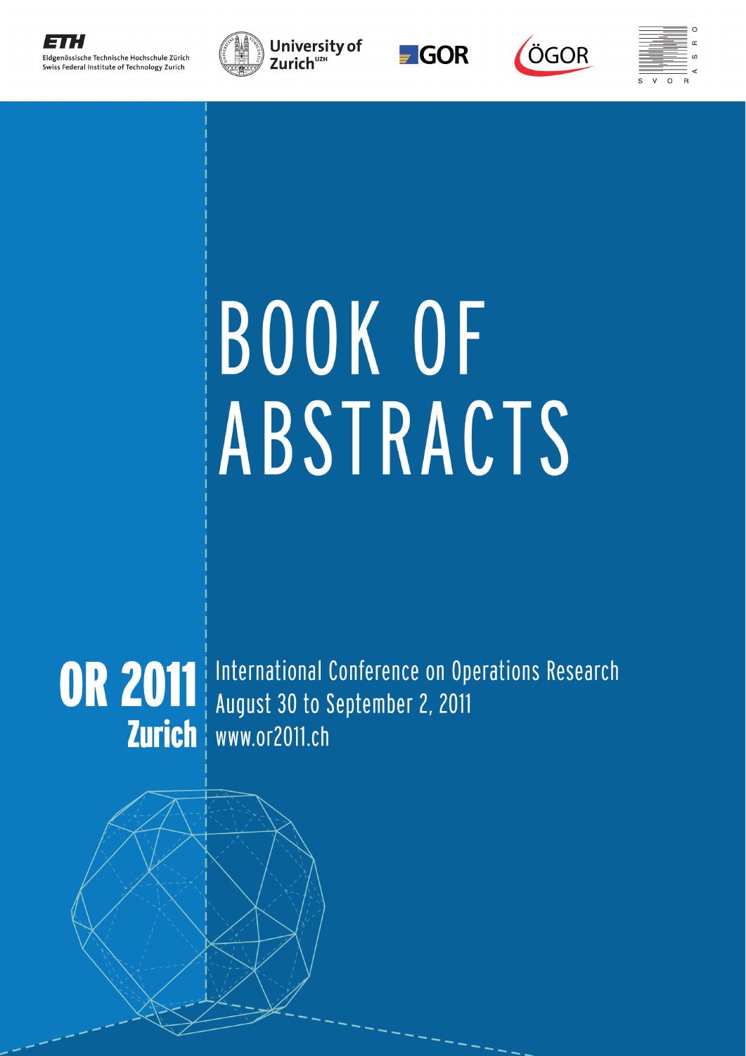ETH

Eidgenössische Technische Hochschule Zürich
Swiss Federal Institute of Technology Zurich

University of Zurich[UZH]

GOR

ÖGOR

SVOR ASRO

# BOOK OF ABSTRACTS

**OR 2011**
**Zurich**

International Conference on Operations Research
August 30 to September 2, 2011
www.or2011.ch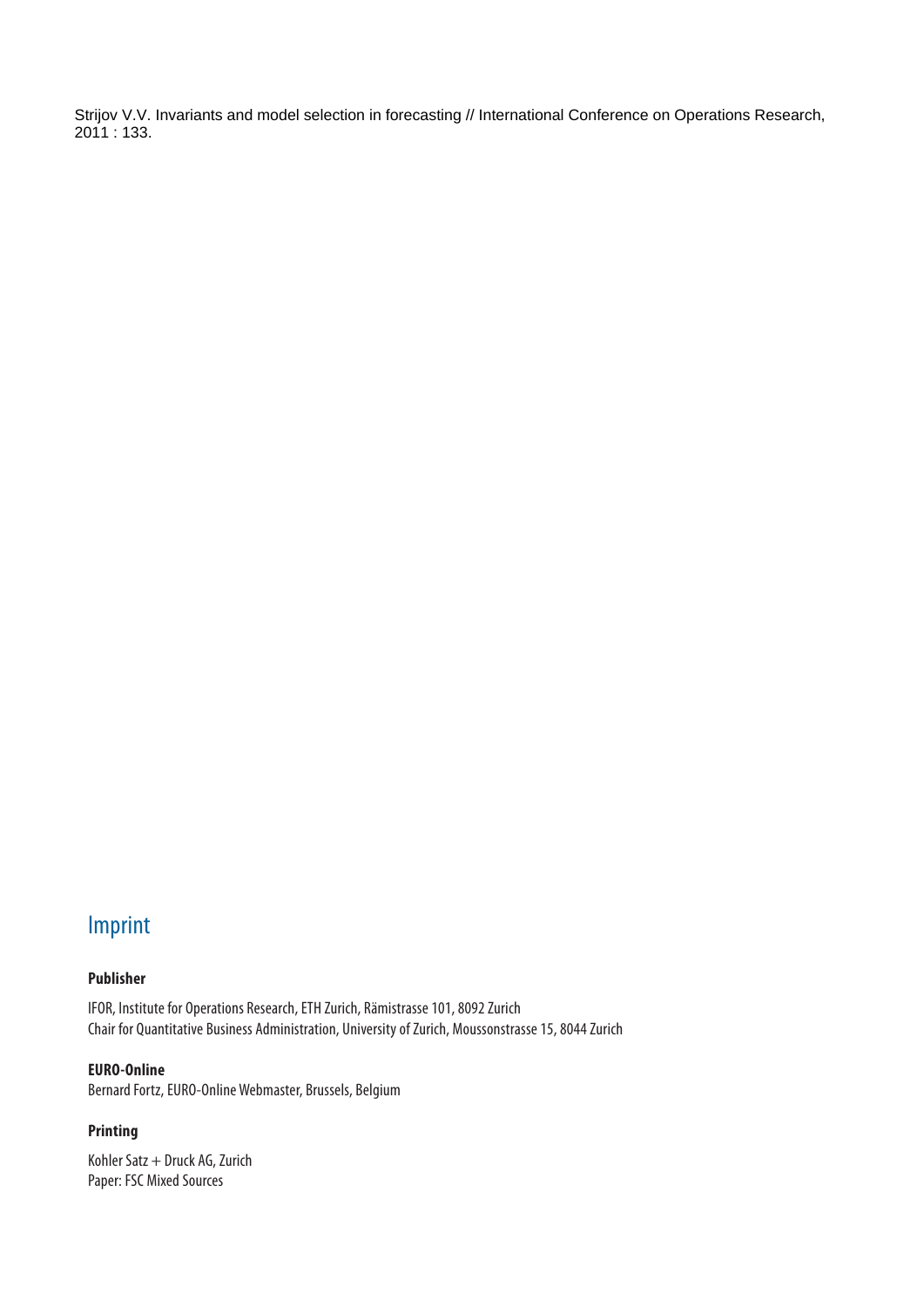Strijov V.V. Invariants and model selection in forecasting // International Conference on Operations Research, 2011 : 133.

## Imprint

**Publisher**

IFOR, Institute for Operations Research, ETH Zurich, Rämistrasse 101, 8092 Zurich
Chair for Quantitative Business Administration, University of Zurich, Moussonstrasse 15, 8044 Zurich

**EURO-Online**
Bernard Fortz, EURO-Online Webmaster, Brussels, Belgium

**Printing**

Kohler Satz + Druck AG, Zurich
Paper: FSC Mixed Sources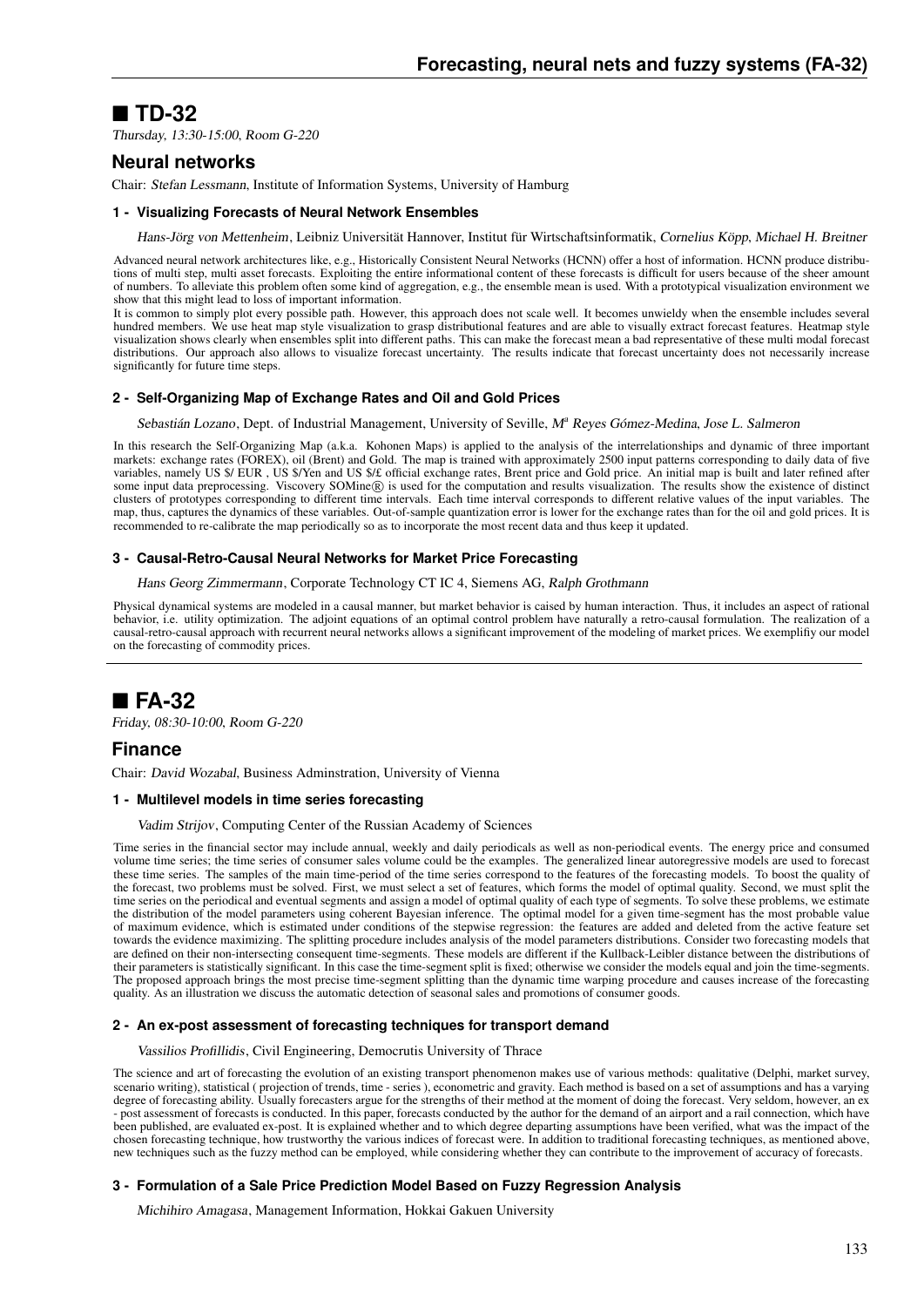## ■ TD-32

*Thursday, 13:30-15:00, Room G-220*

### Neural networks

Chair: *Stefan Lessmann*, Institute of Information Systems, University of Hamburg

#### 1 - Visualizing Forecasts of Neural Network Ensembles

*Hans-Jörg von Mettenheim*, Leibniz Universität Hannover, Institut für Wirtschaftsinformatik, *Cornelius Köpp*, *Michael H. Breitner*

Advanced neural network architectures like, e.g., Historically Consistent Neural Networks (HCNN) offer a host of information. HCNN produce distributions of multi step, multi asset forecasts. Exploiting the entire informational content of these forecasts is difficult for users because of the sheer amount of numbers. To alleviate this problem often some kind of aggregation, e.g., the ensemble mean is used. With a prototypical visualization environment we show that this might lead to loss of important information.

It is common to simply plot every possible path. However, this approach does not scale well. It becomes unwieldy when the ensemble includes several hundred members. We use heat map style visualization to grasp distributional features and are able to visually extract forecast features. Heatmap style visualization shows clearly when ensembles split into different paths. This can make the forecast mean a bad representative of these multi modal forecast distributions. Our approach also allows to visualize forecast uncertainty. The results indicate that forecast uncertainty does not necessarily increase significantly for future time steps.

#### 2 - Self-Organizing Map of Exchange Rates and Oil and Gold Prices

*Sebastián Lozano*, Dept. of Industrial Management, University of Seville, *Mª Reyes Gómez-Medina*, *Jose L. Salmeron*

In this research the Self-Organizing Map (a.k.a. Kohonen Maps) is applied to the analysis of the interrelationships and dynamic of three important markets: exchange rates (FOREX), oil (Brent) and Gold. The map is trained with approximately 2500 input patterns corresponding to daily data of five variables, namely US $/ EUR , US $/Yen and US $/£ official exchange rates, Brent price and Gold price. An initial map is built and later refined after some input data preprocessing. Viscovery SOMine® is used for the computation and results visualization. The results show the existence of distinct clusters of prototypes corresponding to different time intervals. Each time interval corresponds to different relative values of the input variables. The map, thus, captures the dynamics of these variables. Out-of-sample quantization error is lower for the exchange rates than for the oil and gold prices. It is recommended to re-calibrate the map periodically so as to incorporate the most recent data and thus keep it updated.

#### 3 - Causal-Retro-Causal Neural Networks for Market Price Forecasting

*Hans Georg Zimmermann*, Corporate Technology CT IC 4, Siemens AG, *Ralph Grothmann*

Physical dynamical systems are modeled in a causal manner, but market behavior is caised by human interaction. Thus, it includes an aspect of rational behavior, i.e. utility optimization. The adjoint equations of an optimal control problem have naturally a retro-causal formulation. The realization of a causal-retro-causal approach with recurrent neural networks allows a significant improvement of the modeling of market prices. We exemplifiy our model on the forecasting of commodity prices.

## ■ FA-32

*Friday, 08:30-10:00, Room G-220*

### Finance

Chair: *David Wozabal*, Business Adminstration, University of Vienna

#### 1 - Multilevel models in time series forecasting

*Vadim Strijov*, Computing Center of the Russian Academy of Sciences

Time series in the financial sector may include annual, weekly and daily periodicals as well as non-periodical events. The energy price and consumed volume time series; the time series of consumer sales volume could be the examples. The generalized linear autoregressive models are used to forecast these time series. The samples of the main time-period of the time series correspond to the features of the forecasting models. To boost the quality of the forecast, two problems must be solved. First, we must select a set of features, which forms the model of optimal quality. Second, we must split the time series on the periodical and eventual segments and assign a model of optimal quality of each type of segments. To solve these problems, we estimate the distribution of the model parameters using coherent Bayesian inference. The optimal model for a given time-segment has the most probable value of maximum evidence, which is estimated under conditions of the stepwise regression: the features are added and deleted from the active feature set towards the evidence maximizing. The splitting procedure includes analysis of the model parameters distributions. Consider two forecasting models that are defined on their non-intersecting consequent time-segments. These models are different if the Kullback-Leibler distance between the distributions of their parameters is statistically significant. In this case the time-segment split is fixed; otherwise we consider the models equal and join the time-segments. The proposed approach brings the most precise time-segment splitting than the dynamic time warping procedure and causes increase of the forecasting quality. As an illustration we discuss the automatic detection of seasonal sales and promotions of consumer goods.

#### 2 - An ex-post assessment of forecasting techniques for transport demand

*Vassilios Profillidis*, Civil Engineering, Democrutis University of Thrace

The science and art of forecasting the evolution of an existing transport phenomenon makes use of various methods: qualitative (Delphi, market survey, scenario writing), statistical ( projection of trends, time - series ), econometric and gravity. Each method is based on a set of assumptions and has a varying degree of forecasting ability. Usually forecasters argue for the strengths of their method at the moment of doing the forecast. Very seldom, however, an ex - post assessment of forecasts is conducted. In this paper, forecasts conducted by the author for the demand of an airport and a rail connection, which have been published, are evaluated ex-post. It is explained whether and to which degree departing assumptions have been verified, what was the impact of the chosen forecasting technique, how trustworthy the various indices of forecast were. In addition to traditional forecasting techniques, as mentioned above, new techniques such as the fuzzy method can be employed, while considering whether they can contribute to the improvement of accuracy of forecasts.

#### 3 - Formulation of a Sale Price Prediction Model Based on Fuzzy Regression Analysis

*Michihiro Amagasa*, Management Information, Hokkai Gakuen University